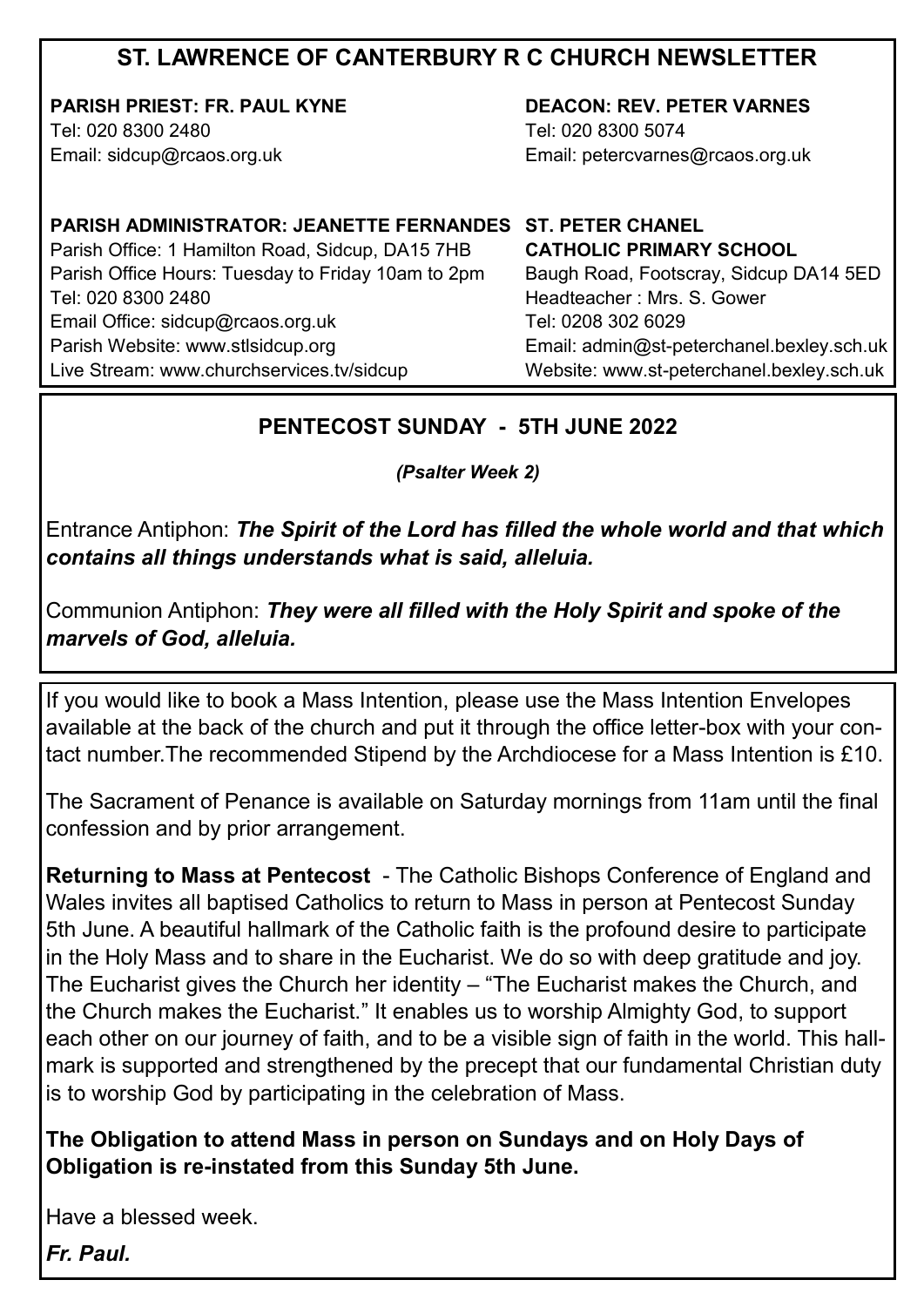# ST. LAWRENCE OF CANTERBURY R C CHURCH NEWSLETTER

**PARISH PRIEST: FR. PAUL KYNE**
Tel: 020 8300 2480
Email: sidcup@rcaos.org.uk

**DEACON: REV. PETER VARNES**
Tel: 020 8300 5074
Email: petercvarnes@rcaos.org.uk

**PARISH ADMINISTRATOR: JEANETTE FERNANDES**
Parish Office: 1 Hamilton Road, Sidcup, DA15 7HB
Parish Office Hours: Tuesday to Friday 10am to 2pm
Tel: 020 8300 2480
Email Office: sidcup@rcaos.org.uk
Parish Website: www.stlsidcup.org
Live Stream: www.churchservices.tv/sidcup

**ST. PETER CHANEL CATHOLIC PRIMARY SCHOOL**
Baugh Road, Footscray, Sidcup DA14 5ED
Headteacher : Mrs. S. Gower
Tel: 0208 302 6029
Email: admin@st-peterchanel.bexley.sch.uk
Website: www.st-peterchanel.bexley.sch.uk

## PENTECOST SUNDAY - 5TH JUNE 2022

***(Psalter Week 2)***

Entrance Antiphon: ***The Spirit of the Lord has filled the whole world and that which contains all things understands what is said, alleluia.***

Communion Antiphon: ***They were all filled with the Holy Spirit and spoke of the marvels of God, alleluia.***

If you would like to book a Mass Intention, please use the Mass Intention Envelopes available at the back of the church and put it through the office letter-box with your contact number.The recommended Stipend by the Archdiocese for a Mass Intention is £10.

The Sacrament of Penance is available on Saturday mornings from 11am until the final confession and by prior arrangement.

**Returning to Mass at Pentecost** - The Catholic Bishops Conference of England and Wales invites all baptised Catholics to return to Mass in person at Pentecost Sunday 5th June. A beautiful hallmark of the Catholic faith is the profound desire to participate in the Holy Mass and to share in the Eucharist. We do so with deep gratitude and joy. The Eucharist gives the Church her identity – "The Eucharist makes the Church, and the Church makes the Eucharist." It enables us to worship Almighty God, to support each other on our journey of faith, and to be a visible sign of faith in the world. This hallmark is supported and strengthened by the precept that our fundamental Christian duty is to worship God by participating in the celebration of Mass.

**The Obligation to attend Mass in person on Sundays and on Holy Days of Obligation is re-instated from this Sunday 5th June.**

Have a blessed week.

***Fr. Paul.***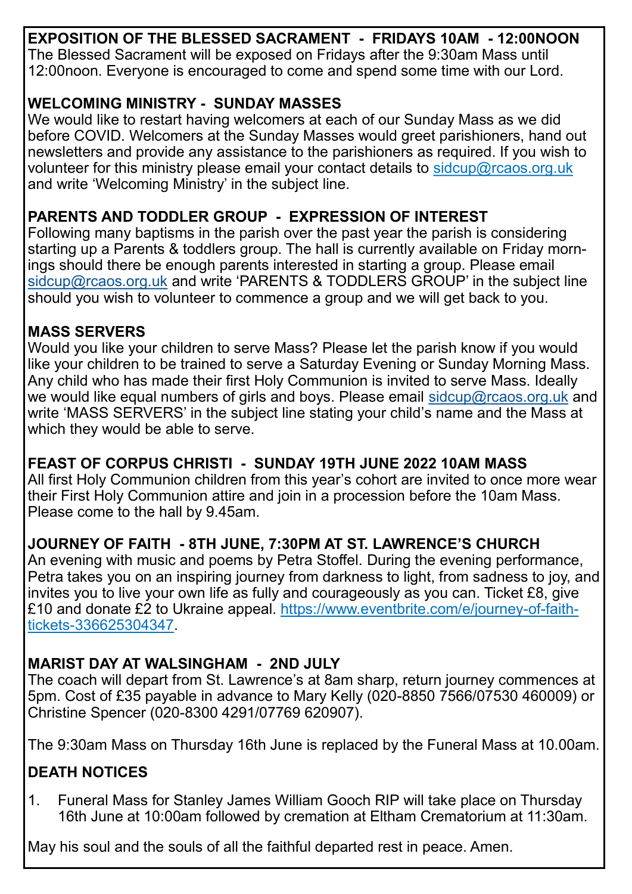## EXPOSITION OF THE BLESSED SACRAMENT - FRIDAYS 10AM - 12:00NOON

The Blessed Sacrament will be exposed on Fridays after the 9:30am Mass until 12:00noon. Everyone is encouraged to come and spend some time with our Lord.

## WELCOMING MINISTRY - SUNDAY MASSES

We would like to restart having welcomers at each of our Sunday Mass as we did before COVID. Welcomers at the Sunday Masses would greet parishioners, hand out newsletters and provide any assistance to the parishioners as required. If you wish to volunteer for this ministry please email your contact details to sidcup@rcaos.org.uk and write 'Welcoming Ministry' in the subject line.

## PARENTS AND TODDLER GROUP - EXPRESSION OF INTEREST

Following many baptisms in the parish over the past year the parish is considering starting up a Parents & toddlers group. The hall is currently available on Friday mornings should there be enough parents interested in starting a group. Please email sidcup@rcaos.org.uk and write 'PARENTS & TODDLERS GROUP' in the subject line should you wish to volunteer to commence a group and we will get back to you.

## MASS SERVERS

Would you like your children to serve Mass? Please let the parish know if you would like your children to be trained to serve a Saturday Evening or Sunday Morning Mass. Any child who has made their first Holy Communion is invited to serve Mass. Ideally we would like equal numbers of girls and boys. Please email sidcup@rcaos.org.uk and write 'MASS SERVERS' in the subject line stating your child's name and the Mass at which they would be able to serve.

## FEAST OF CORPUS CHRISTI - SUNDAY 19TH JUNE 2022 10AM MASS

All first Holy Communion children from this year's cohort are invited to once more wear their First Holy Communion attire and join in a procession before the 10am Mass. Please come to the hall by 9.45am.

## JOURNEY OF FAITH - 8TH JUNE, 7:30PM AT ST. LAWRENCE'S CHURCH

An evening with music and poems by Petra Stoffel. During the evening performance, Petra takes you on an inspiring journey from darkness to light, from sadness to joy, and invites you to live your own life as fully and courageously as you can. Ticket £8, give £10 and donate £2 to Ukraine appeal. https://www.eventbrite.com/e/journey-of-faith-tickets-336625304347.

## MARIST DAY AT WALSINGHAM - 2ND JULY

The coach will depart from St. Lawrence's at 8am sharp, return journey commences at 5pm. Cost of £35 payable in advance to Mary Kelly (020-8850 7566/07530 460009) or Christine Spencer (020-8300 4291/07769 620907).

The 9:30am Mass on Thursday 16th June is replaced by the Funeral Mass at 10.00am.

## DEATH NOTICES

1. Funeral Mass for Stanley James William Gooch RIP will take place on Thursday 16th June at 10:00am followed by cremation at Eltham Crematorium at 11:30am.

May his soul and the souls of all the faithful departed rest in peace. Amen.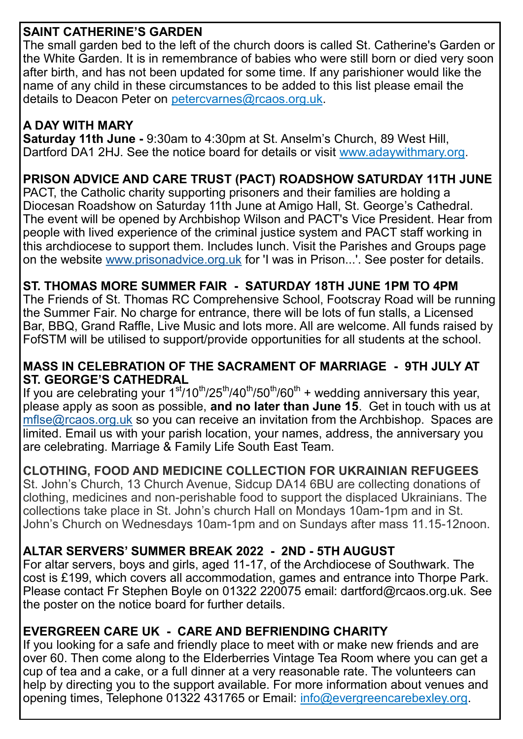## SAINT CATHERINE'S GARDEN

The small garden bed to the left of the church doors is called St. Catherine's Garden or the White Garden. It is in remembrance of babies who were still born or died very soon after birth, and has not been updated for some time. If any parishioner would like the name of any child in these circumstances to be added to this list please email the details to Deacon Peter on petercvarnes@rcaos.org.uk.

## A DAY WITH MARY

**Saturday 11th June -** 9:30am to 4:30pm at St. Anselm's Church, 89 West Hill, Dartford DA1 2HJ. See the notice board for details or visit www.adaywithmary.org.

## PRISON ADVICE AND CARE TRUST (PACT) ROADSHOW SATURDAY 11TH JUNE

PACT, the Catholic charity supporting prisoners and their families are holding a Diocesan Roadshow on Saturday 11th June at Amigo Hall, St. George's Cathedral. The event will be opened by Archbishop Wilson and PACT's Vice President. Hear from people with lived experience of the criminal justice system and PACT staff working in this archdiocese to support them. Includes lunch. Visit the Parishes and Groups page on the website www.prisonadvice.org.uk for 'I was in Prison...'. See poster for details.

## ST. THOMAS MORE SUMMER FAIR - SATURDAY 18TH JUNE 1PM TO 4PM

The Friends of St. Thomas RC Comprehensive School, Footscray Road will be running the Summer Fair. No charge for entrance, there will be lots of fun stalls, a Licensed Bar, BBQ, Grand Raffle, Live Music and lots more. All are welcome. All funds raised by FofSTM will be utilised to support/provide opportunities for all students at the school.

## MASS IN CELEBRATION OF THE SACRAMENT OF MARRIAGE - 9TH JULY AT ST. GEORGE'S CATHEDRAL

If you are celebrating your 1st/10th/25th/40th/50th/60th + wedding anniversary this year, please apply as soon as possible, **and no later than June 15**. Get in touch with us at mflse@rcaos.org.uk so you can receive an invitation from the Archbishop. Spaces are limited. Email us with your parish location, your names, address, the anniversary you are celebrating. Marriage & Family Life South East Team.

## CLOTHING, FOOD AND MEDICINE COLLECTION FOR UKRAINIAN REFUGEES

St. John's Church, 13 Church Avenue, Sidcup DA14 6BU are collecting donations of clothing, medicines and non-perishable food to support the displaced Ukrainians. The collections take place in St. John's church Hall on Mondays 10am-1pm and in St. John's Church on Wednesdays 10am-1pm and on Sundays after mass 11.15-12noon.

## ALTAR SERVERS' SUMMER BREAK 2022 - 2ND - 5TH AUGUST

For altar servers, boys and girls, aged 11-17, of the Archdiocese of Southwark. The cost is £199, which covers all accommodation, games and entrance into Thorpe Park. Please contact Fr Stephen Boyle on 01322 220075 email: dartford@rcaos.org.uk. See the poster on the notice board for further details.

## EVERGREEN CARE UK - CARE AND BEFRIENDING CHARITY

If you looking for a safe and friendly place to meet with or make new friends and are over 60. Then come along to the Elderberries Vintage Tea Room where you can get a cup of tea and a cake, or a full dinner at a very reasonable rate. The volunteers can help by directing you to the support available. For more information about venues and opening times, Telephone 01322 431765 or Email: info@evergreencarebexley.org.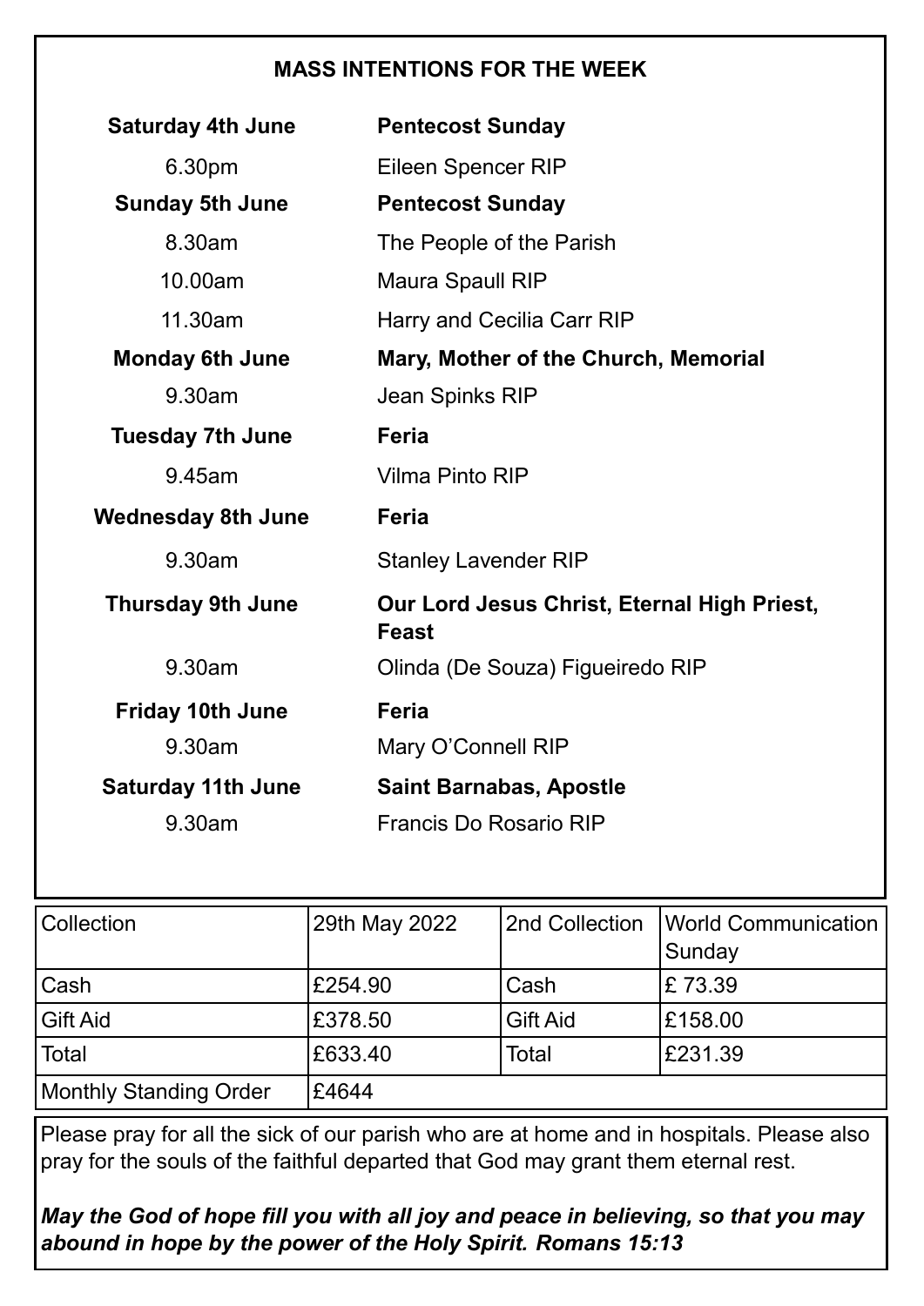## MASS INTENTIONS FOR THE WEEK

| | |
|---|---|
| **Saturday 4th June** | **Pentecost Sunday** |
| 6.30pm | Eileen Spencer RIP |
| **Sunday 5th June** | **Pentecost Sunday** |
| 8.30am | The People of the Parish |
| 10.00am | Maura Spaull RIP |
| 11.30am | Harry and Cecilia Carr RIP |
| **Monday 6th June** | **Mary, Mother of the Church, Memorial** |
| 9.30am | Jean Spinks RIP |
| **Tuesday 7th June** | **Feria** |
| 9.45am | Vilma Pinto RIP |
| **Wednesday 8th June** | **Feria** |
| 9.30am | Stanley Lavender RIP |
| **Thursday 9th June** | **Our Lord Jesus Christ, Eternal High Priest, Feast** |
| 9.30am | Olinda (De Souza) Figueiredo RIP |
| **Friday 10th June** | **Feria** |
| 9.30am | Mary O'Connell RIP |
| **Saturday 11th June** | **Saint Barnabas, Apostle** |
| 9.30am | Francis Do Rosario RIP |

| Collection | 29th May 2022 | 2nd Collection | World Communication Sunday |
|---|---|---|---|
| Cash | £254.90 | Cash | £ 73.39 |
| Gift Aid | £378.50 | Gift Aid | £158.00 |
| Total | £633.40 | Total | £231.39 |
| Monthly Standing Order | £4644 | | |

Please pray for all the sick of our parish who are at home and in hospitals. Please also pray for the souls of the faithful departed that God may grant them eternal rest.

***May the God of hope fill you with all joy and peace in believing, so that you may abound in hope by the power of the Holy Spirit. Romans 15:13***